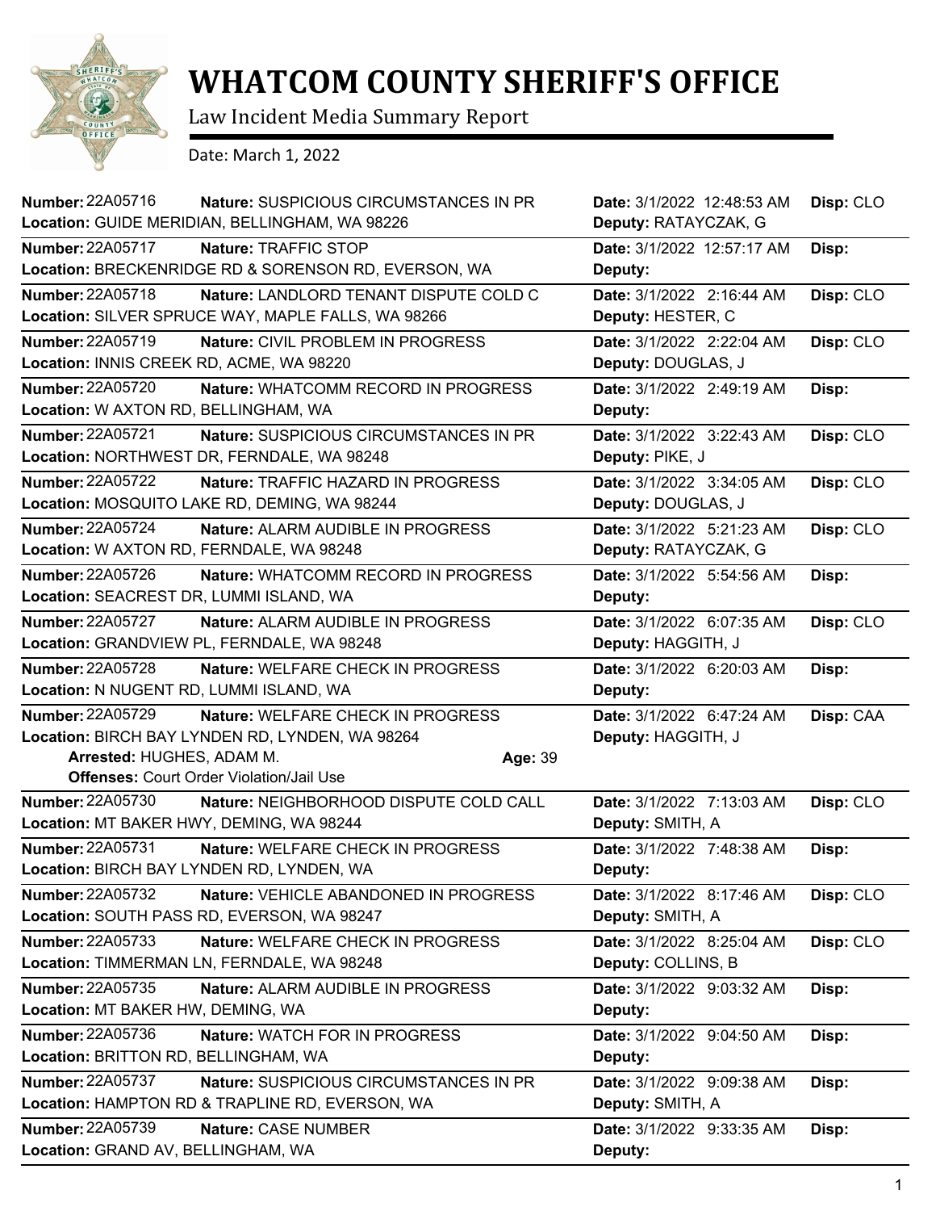# WHATCOM COUNTY SHERIFF'S OFFICE

Law Incident Media Summary Report

Date: March 1, 2022

**Number:** 22A05716 **Nature:** SUSPICIOUS CIRCUMSTANCES IN PR **Date:** 3/1/2022 12:48:53 AM **Disp:** CLO
**Location:** GUIDE MERIDIAN, BELLINGHAM, WA 98226 **Deputy:** RATAYCZAK, G

---

**Number:** 22A05717 **Nature:** TRAFFIC STOP **Date:** 3/1/2022 12:57:17 AM **Disp:**
**Location:** BRECKENRIDGE RD & SORENSON RD, EVERSON, WA **Deputy:**

---

**Number:** 22A05718 **Nature:** LANDLORD TENANT DISPUTE COLD C **Date:** 3/1/2022 2:16:44 AM **Disp:** CLO
**Location:** SILVER SPRUCE WAY, MAPLE FALLS, WA 98266 **Deputy:** HESTER, C

---

**Number:** 22A05719 **Nature:** CIVIL PROBLEM IN PROGRESS **Date:** 3/1/2022 2:22:04 AM **Disp:** CLO
**Location:** INNIS CREEK RD, ACME, WA 98220 **Deputy:** DOUGLAS, J

---

**Number:** 22A05720 **Nature:** WHATCOMM RECORD IN PROGRESS **Date:** 3/1/2022 2:49:19 AM **Disp:**
**Location:** W AXTON RD, BELLINGHAM, WA **Deputy:**

---

**Number:** 22A05721 **Nature:** SUSPICIOUS CIRCUMSTANCES IN PR **Date:** 3/1/2022 3:22:43 AM **Disp:** CLO
**Location:** NORTHWEST DR, FERNDALE, WA 98248 **Deputy:** PIKE, J

---

**Number:** 22A05722 **Nature:** TRAFFIC HAZARD IN PROGRESS **Date:** 3/1/2022 3:34:05 AM **Disp:** CLO
**Location:** MOSQUITO LAKE RD, DEMING, WA 98244 **Deputy:** DOUGLAS, J

---

**Number:** 22A05724 **Nature:** ALARM AUDIBLE IN PROGRESS **Date:** 3/1/2022 5:21:23 AM **Disp:** CLO
**Location:** W AXTON RD, FERNDALE, WA 98248 **Deputy:** RATAYCZAK, G

---

**Number:** 22A05726 **Nature:** WHATCOMM RECORD IN PROGRESS **Date:** 3/1/2022 5:54:56 AM **Disp:**
**Location:** SEACREST DR, LUMMI ISLAND, WA **Deputy:**

---

**Number:** 22A05727 **Nature:** ALARM AUDIBLE IN PROGRESS **Date:** 3/1/2022 6:07:35 AM **Disp:** CLO
**Location:** GRANDVIEW PL, FERNDALE, WA 98248 **Deputy:** HAGGITH, J

---

**Number:** 22A05728 **Nature:** WELFARE CHECK IN PROGRESS **Date:** 3/1/2022 6:20:03 AM **Disp:**
**Location:** N NUGENT RD, LUMMI ISLAND, WA **Deputy:**

---

**Number:** 22A05729 **Nature:** WELFARE CHECK IN PROGRESS **Date:** 3/1/2022 6:47:24 AM **Disp:** CAA
**Location:** BIRCH BAY LYNDEN RD, LYNDEN, WA 98264 **Deputy:** HAGGITH, J
**Arrested:** HUGHES, ADAM M. **Age:** 39
**Offenses:** Court Order Violation/Jail Use

---

**Number:** 22A05730 **Nature:** NEIGHBORHOOD DISPUTE COLD CALL **Date:** 3/1/2022 7:13:03 AM **Disp:** CLO
**Location:** MT BAKER HWY, DEMING, WA 98244 **Deputy:** SMITH, A

---

**Number:** 22A05731 **Nature:** WELFARE CHECK IN PROGRESS **Date:** 3/1/2022 7:48:38 AM **Disp:**
**Location:** BIRCH BAY LYNDEN RD, LYNDEN, WA **Deputy:**

---

**Number:** 22A05732 **Nature:** VEHICLE ABANDONED IN PROGRESS **Date:** 3/1/2022 8:17:46 AM **Disp:** CLO
**Location:** SOUTH PASS RD, EVERSON, WA 98247 **Deputy:** SMITH, A

---

**Number:** 22A05733 **Nature:** WELFARE CHECK IN PROGRESS **Date:** 3/1/2022 8:25:04 AM **Disp:** CLO
**Location:** TIMMERMAN LN, FERNDALE, WA 98248 **Deputy:** COLLINS, B

---

**Number:** 22A05735 **Nature:** ALARM AUDIBLE IN PROGRESS **Date:** 3/1/2022 9:03:32 AM **Disp:**
**Location:** MT BAKER HW, DEMING, WA **Deputy:**

---

**Number:** 22A05736 **Nature:** WATCH FOR IN PROGRESS **Date:** 3/1/2022 9:04:50 AM **Disp:**
**Location:** BRITTON RD, BELLINGHAM, WA **Deputy:**

---

**Number:** 22A05737 **Nature:** SUSPICIOUS CIRCUMSTANCES IN PR **Date:** 3/1/2022 9:09:38 AM **Disp:**
**Location:** HAMPTON RD & TRAPLINE RD, EVERSON, WA **Deputy:** SMITH, A

---

**Number:** 22A05739 **Nature:** CASE NUMBER **Date:** 3/1/2022 9:33:35 AM **Disp:**
**Location:** GRAND AV, BELLINGHAM, WA **Deputy:**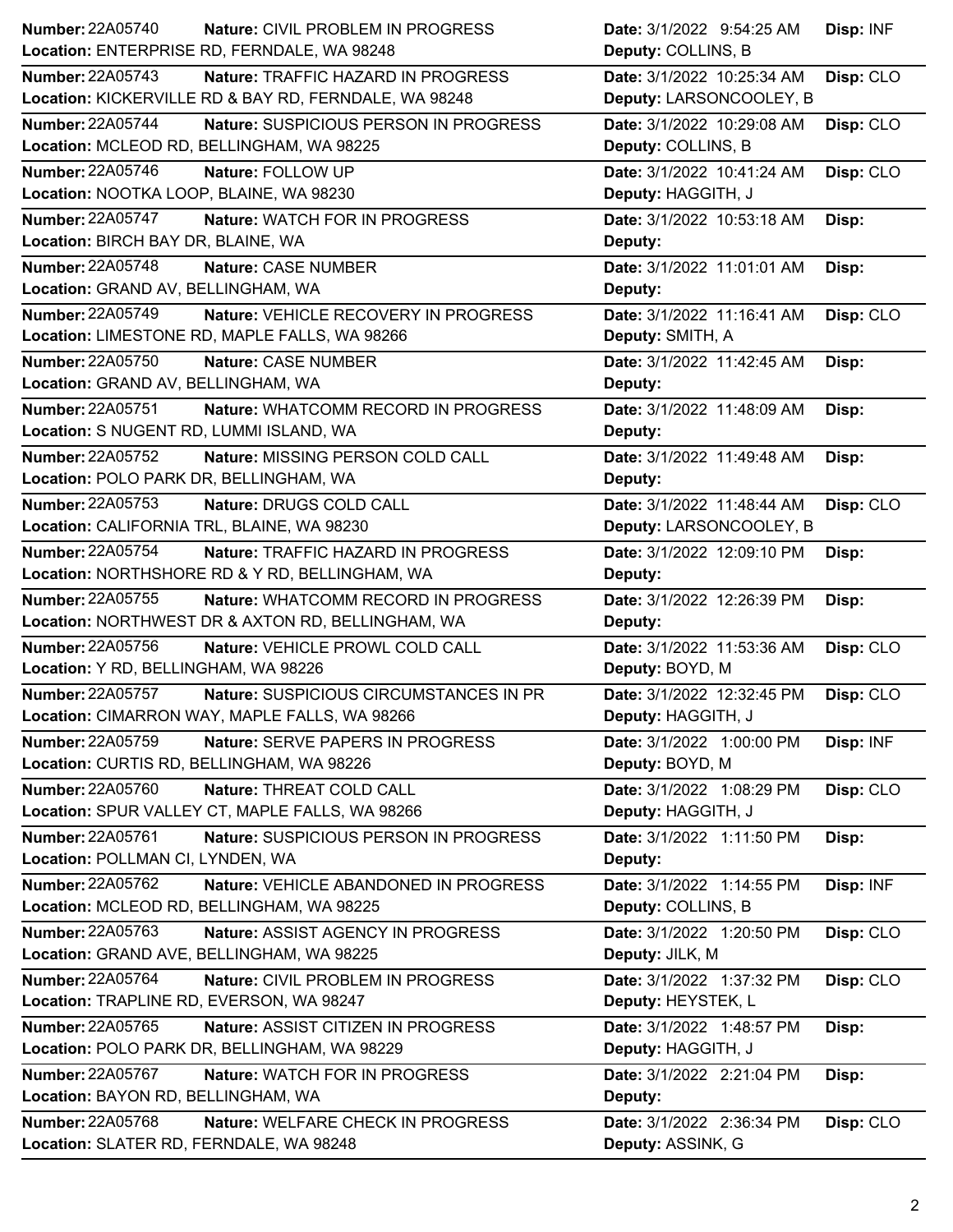| Number | Nature | Location | Date | Deputy | Disp |
|---|---|---|---|---|---|
| 22A05740 | CIVIL PROBLEM IN PROGRESS | ENTERPRISE RD, FERNDALE, WA 98248 | 3/1/2022 9:54:25 AM | COLLINS, B | INF |
| 22A05743 | TRAFFIC HAZARD IN PROGRESS | KICKERVILLE RD & BAY RD, FERNDALE, WA 98248 | 3/1/2022 10:25:34 AM | LARSONCOOLEY, B | CLO |
| 22A05744 | SUSPICIOUS PERSON IN PROGRESS | MCLEOD RD, BELLINGHAM, WA 98225 | 3/1/2022 10:29:08 AM | COLLINS, B | CLO |
| 22A05746 | FOLLOW UP | NOOTKA LOOP, BLAINE, WA 98230 | 3/1/2022 10:41:24 AM | HAGGITH, J | CLO |
| 22A05747 | WATCH FOR IN PROGRESS | BIRCH BAY DR, BLAINE, WA | 3/1/2022 10:53:18 AM | | |
| 22A05748 | CASE NUMBER | GRAND AV, BELLINGHAM, WA | 3/1/2022 11:01:01 AM | | |
| 22A05749 | VEHICLE RECOVERY IN PROGRESS | LIMESTONE RD, MAPLE FALLS, WA 98266 | 3/1/2022 11:16:41 AM | SMITH, A | CLO |
| 22A05750 | CASE NUMBER | GRAND AV, BELLINGHAM, WA | 3/1/2022 11:42:45 AM | | |
| 22A05751 | WHATCOMM RECORD IN PROGRESS | S NUGENT RD, LUMMI ISLAND, WA | 3/1/2022 11:48:09 AM | | |
| 22A05752 | MISSING PERSON COLD CALL | POLO PARK DR, BELLINGHAM, WA | 3/1/2022 11:49:48 AM | | |
| 22A05753 | DRUGS COLD CALL | CALIFORNIA TRL, BLAINE, WA 98230 | 3/1/2022 11:48:44 AM | LARSONCOOLEY, B | CLO |
| 22A05754 | TRAFFIC HAZARD IN PROGRESS | NORTHSHORE RD & Y RD, BELLINGHAM, WA | 3/1/2022 12:09:10 PM | | |
| 22A05755 | WHATCOMM RECORD IN PROGRESS | NORTHWEST DR & AXTON RD, BELLINGHAM, WA | 3/1/2022 12:26:39 PM | | |
| 22A05756 | VEHICLE PROWL COLD CALL | Y RD, BELLINGHAM, WA 98226 | 3/1/2022 11:53:36 AM | BOYD, M | CLO |
| 22A05757 | SUSPICIOUS CIRCUMSTANCES IN PR | CIMARRON WAY, MAPLE FALLS, WA 98266 | 3/1/2022 12:32:45 PM | HAGGITH, J | CLO |
| 22A05759 | SERVE PAPERS IN PROGRESS | CURTIS RD, BELLINGHAM, WA 98226 | 3/1/2022 1:00:00 PM | BOYD, M | INF |
| 22A05760 | THREAT COLD CALL | SPUR VALLEY CT, MAPLE FALLS, WA 98266 | 3/1/2022 1:08:29 PM | HAGGITH, J | CLO |
| 22A05761 | SUSPICIOUS PERSON IN PROGRESS | POLLMAN CI, LYNDEN, WA | 3/1/2022 1:11:50 PM | | |
| 22A05762 | VEHICLE ABANDONED IN PROGRESS | MCLEOD RD, BELLINGHAM, WA 98225 | 3/1/2022 1:14:55 PM | COLLINS, B | INF |
| 22A05763 | ASSIST AGENCY IN PROGRESS | GRAND AVE, BELLINGHAM, WA 98225 | 3/1/2022 1:20:50 PM | JILK, M | CLO |
| 22A05764 | CIVIL PROBLEM IN PROGRESS | TRAPLINE RD, EVERSON, WA 98247 | 3/1/2022 1:37:32 PM | HEYSTEK, L | CLO |
| 22A05765 | ASSIST CITIZEN IN PROGRESS | POLO PARK DR, BELLINGHAM, WA 98229 | 3/1/2022 1:48:57 PM | HAGGITH, J | |
| 22A05767 | WATCH FOR IN PROGRESS | BAYON RD, BELLINGHAM, WA | 3/1/2022 2:21:04 PM | | |
| 22A05768 | WELFARE CHECK IN PROGRESS | SLATER RD, FERNDALE, WA 98248 | 3/1/2022 2:36:34 PM | ASSINK, G | CLO |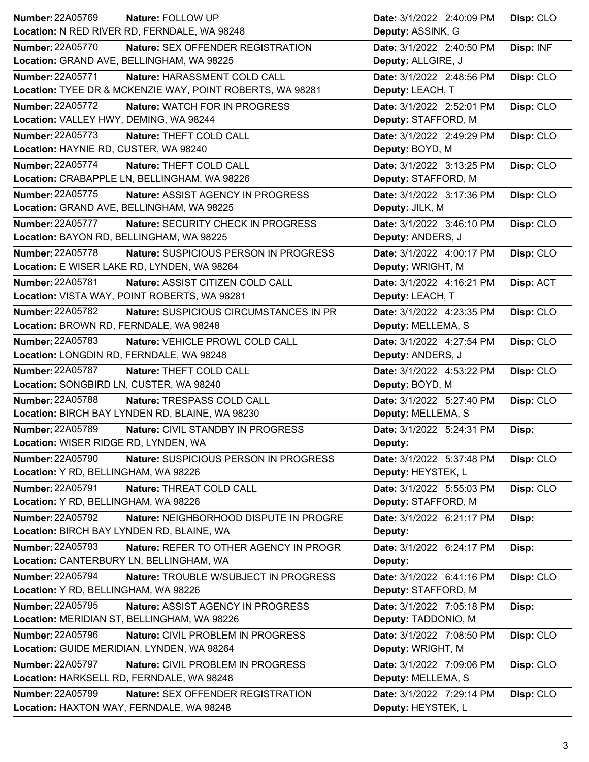**Number:** 22A05769 **Nature:** FOLLOW UP **Date:** 3/1/2022 2:40:09 PM **Disp:** CLO
**Location:** N RED RIVER RD, FERNDALE, WA 98248 **Deputy:** ASSINK, G

**Number:** 22A05770 **Nature:** SEX OFFENDER REGISTRATION **Date:** 3/1/2022 2:40:50 PM **Disp:** INF
**Location:** GRAND AVE, BELLINGHAM, WA 98225 **Deputy:** ALLGIRE, J

**Number:** 22A05771 **Nature:** HARASSMENT COLD CALL **Date:** 3/1/2022 2:48:56 PM **Disp:** CLO
**Location:** TYEE DR & MCKENZIE WAY, POINT ROBERTS, WA 98281 **Deputy:** LEACH, T

**Number:** 22A05772 **Nature:** WATCH FOR IN PROGRESS **Date:** 3/1/2022 2:52:01 PM **Disp:** CLO
**Location:** VALLEY HWY, DEMING, WA 98244 **Deputy:** STAFFORD, M

**Number:** 22A05773 **Nature:** THEFT COLD CALL **Date:** 3/1/2022 2:49:29 PM **Disp:** CLO
**Location:** HAYNIE RD, CUSTER, WA 98240 **Deputy:** BOYD, M

**Number:** 22A05774 **Nature:** THEFT COLD CALL **Date:** 3/1/2022 3:13:25 PM **Disp:** CLO
**Location:** CRABAPPLE LN, BELLINGHAM, WA 98226 **Deputy:** STAFFORD, M

**Number:** 22A05775 **Nature:** ASSIST AGENCY IN PROGRESS **Date:** 3/1/2022 3:17:36 PM **Disp:** CLO
**Location:** GRAND AVE, BELLINGHAM, WA 98225 **Deputy:** JILK, M

**Number:** 22A05777 **Nature:** SECURITY CHECK IN PROGRESS **Date:** 3/1/2022 3:46:10 PM **Disp:** CLO
**Location:** BAYON RD, BELLINGHAM, WA 98225 **Deputy:** ANDERS, J

**Number:** 22A05778 **Nature:** SUSPICIOUS PERSON IN PROGRESS **Date:** 3/1/2022 4:00:17 PM **Disp:** CLO
**Location:** E WISER LAKE RD, LYNDEN, WA 98264 **Deputy:** WRIGHT, M

**Number:** 22A05781 **Nature:** ASSIST CITIZEN COLD CALL **Date:** 3/1/2022 4:16:21 PM **Disp:** ACT
**Location:** VISTA WAY, POINT ROBERTS, WA 98281 **Deputy:** LEACH, T

**Number:** 22A05782 **Nature:** SUSPICIOUS CIRCUMSTANCES IN PR **Date:** 3/1/2022 4:23:35 PM **Disp:** CLO
**Location:** BROWN RD, FERNDALE, WA 98248 **Deputy:** MELLEMA, S

**Number:** 22A05783 **Nature:** VEHICLE PROWL COLD CALL **Date:** 3/1/2022 4:27:54 PM **Disp:** CLO
**Location:** LONGDIN RD, FERNDALE, WA 98248 **Deputy:** ANDERS, J

**Number:** 22A05787 **Nature:** THEFT COLD CALL **Date:** 3/1/2022 4:53:22 PM **Disp:** CLO
**Location:** SONGBIRD LN, CUSTER, WA 98240 **Deputy:** BOYD, M

**Number:** 22A05788 **Nature:** TRESPASS COLD CALL **Date:** 3/1/2022 5:27:40 PM **Disp:** CLO
**Location:** BIRCH BAY LYNDEN RD, BLAINE, WA 98230 **Deputy:** MELLEMA, S

**Number:** 22A05789 **Nature:** CIVIL STANDBY IN PROGRESS **Date:** 3/1/2022 5:24:31 PM **Disp:**
**Location:** WISER RIDGE RD, LYNDEN, WA **Deputy:**

**Number:** 22A05790 **Nature:** SUSPICIOUS PERSON IN PROGRESS **Date:** 3/1/2022 5:37:48 PM **Disp:** CLO
**Location:** Y RD, BELLINGHAM, WA 98226 **Deputy:** HEYSTEK, L

**Number:** 22A05791 **Nature:** THREAT COLD CALL **Date:** 3/1/2022 5:55:03 PM **Disp:** CLO
**Location:** Y RD, BELLINGHAM, WA 98226 **Deputy:** STAFFORD, M

**Number:** 22A05792 **Nature:** NEIGHBORHOOD DISPUTE IN PROGRE **Date:** 3/1/2022 6:21:17 PM **Disp:**
**Location:** BIRCH BAY LYNDEN RD, BLAINE, WA **Deputy:**

**Number:** 22A05793 **Nature:** REFER TO OTHER AGENCY IN PROGR **Date:** 3/1/2022 6:24:17 PM **Disp:**
**Location:** CANTERBURY LN, BELLINGHAM, WA **Deputy:**

**Number:** 22A05794 **Nature:** TROUBLE W/SUBJECT IN PROGRESS **Date:** 3/1/2022 6:41:16 PM **Disp:** CLO
**Location:** Y RD, BELLINGHAM, WA 98226 **Deputy:** STAFFORD, M

**Number:** 22A05795 **Nature:** ASSIST AGENCY IN PROGRESS **Date:** 3/1/2022 7:05:18 PM **Disp:**
**Location:** MERIDIAN ST, BELLINGHAM, WA 98226 **Deputy:** TADDONIO, M

**Number:** 22A05796 **Nature:** CIVIL PROBLEM IN PROGRESS **Date:** 3/1/2022 7:08:50 PM **Disp:** CLO
**Location:** GUIDE MERIDIAN, LYNDEN, WA 98264 **Deputy:** WRIGHT, M

**Number:** 22A05797 **Nature:** CIVIL PROBLEM IN PROGRESS **Date:** 3/1/2022 7:09:06 PM **Disp:** CLO
**Location:** HARKSELL RD, FERNDALE, WA 98248 **Deputy:** MELLEMA, S

**Number:** 22A05799 **Nature:** SEX OFFENDER REGISTRATION **Date:** 3/1/2022 7:29:14 PM **Disp:** CLO
**Location:** HAXTON WAY, FERNDALE, WA 98248 **Deputy:** HEYSTEK, L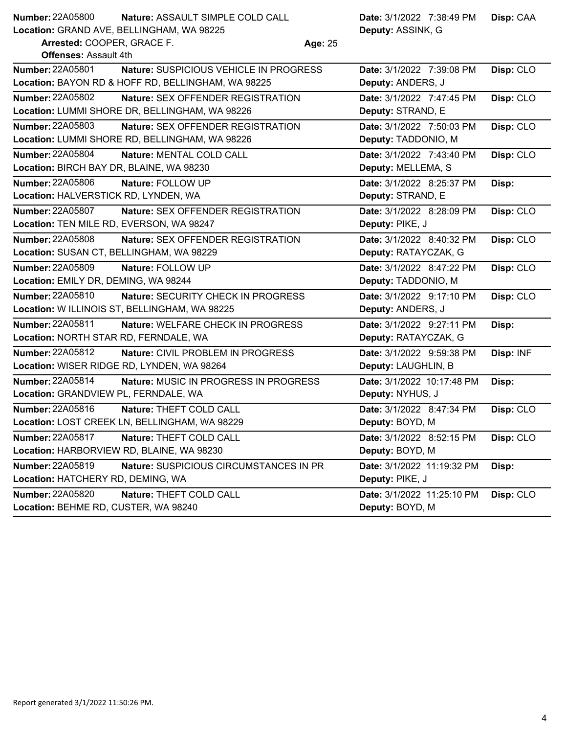**Number:** 22A05800 **Nature:** ASSAULT SIMPLE COLD CALL **Date:** 3/1/2022 7:38:49 PM **Disp:** CAA
**Location:** GRAND AVE, BELLINGHAM, WA 98225 **Deputy:** ASSINK, G
**Arrested:** COOPER, GRACE F. **Age:** 25
**Offenses:** Assault 4th

**Number:** 22A05801 **Nature:** SUSPICIOUS VEHICLE IN PROGRESS **Date:** 3/1/2022 7:39:08 PM **Disp:** CLO
**Location:** BAYON RD & HOFF RD, BELLINGHAM, WA 98225 **Deputy:** ANDERS, J

**Number:** 22A05802 **Nature:** SEX OFFENDER REGISTRATION **Date:** 3/1/2022 7:47:45 PM **Disp:** CLO
**Location:** LUMMI SHORE DR, BELLINGHAM, WA 98226 **Deputy:** STRAND, E

**Number:** 22A05803 **Nature:** SEX OFFENDER REGISTRATION **Date:** 3/1/2022 7:50:03 PM **Disp:** CLO
**Location:** LUMMI SHORE RD, BELLINGHAM, WA 98226 **Deputy:** TADDONIO, M

**Number:** 22A05804 **Nature:** MENTAL COLD CALL **Date:** 3/1/2022 7:43:40 PM **Disp:** CLO
**Location:** BIRCH BAY DR, BLAINE, WA 98230 **Deputy:** MELLEMA, S

**Number:** 22A05806 **Nature:** FOLLOW UP **Date:** 3/1/2022 8:25:37 PM **Disp:**
**Location:** HALVERSTICK RD, LYNDEN, WA **Deputy:** STRAND, E

**Number:** 22A05807 **Nature:** SEX OFFENDER REGISTRATION **Date:** 3/1/2022 8:28:09 PM **Disp:** CLO
**Location:** TEN MILE RD, EVERSON, WA 98247 **Deputy:** PIKE, J

**Number:** 22A05808 **Nature:** SEX OFFENDER REGISTRATION **Date:** 3/1/2022 8:40:32 PM **Disp:** CLO
**Location:** SUSAN CT, BELLINGHAM, WA 98229 **Deputy:** RATAYCZAK, G

**Number:** 22A05809 **Nature:** FOLLOW UP **Date:** 3/1/2022 8:47:22 PM **Disp:** CLO
**Location:** EMILY DR, DEMING, WA 98244 **Deputy:** TADDONIO, M

**Number:** 22A05810 **Nature:** SECURITY CHECK IN PROGRESS **Date:** 3/1/2022 9:17:10 PM **Disp:** CLO
**Location:** W ILLINOIS ST, BELLINGHAM, WA 98225 **Deputy:** ANDERS, J

**Number:** 22A05811 **Nature:** WELFARE CHECK IN PROGRESS **Date:** 3/1/2022 9:27:11 PM **Disp:**
**Location:** NORTH STAR RD, FERNDALE, WA **Deputy:** RATAYCZAK, G

**Number:** 22A05812 **Nature:** CIVIL PROBLEM IN PROGRESS **Date:** 3/1/2022 9:59:38 PM **Disp:** INF
**Location:** WISER RIDGE RD, LYNDEN, WA 98264 **Deputy:** LAUGHLIN, B

**Number:** 22A05814 **Nature:** MUSIC IN PROGRESS IN PROGRESS **Date:** 3/1/2022 10:17:48 PM **Disp:**
**Location:** GRANDVIEW PL, FERNDALE, WA **Deputy:** NYHUS, J

**Number:** 22A05816 **Nature:** THEFT COLD CALL **Date:** 3/1/2022 8:47:34 PM **Disp:** CLO
**Location:** LOST CREEK LN, BELLINGHAM, WA 98229 **Deputy:** BOYD, M

**Number:** 22A05817 **Nature:** THEFT COLD CALL **Date:** 3/1/2022 8:52:15 PM **Disp:** CLO
**Location:** HARBORVIEW RD, BLAINE, WA 98230 **Deputy:** BOYD, M

**Number:** 22A05819 **Nature:** SUSPICIOUS CIRCUMSTANCES IN PR **Date:** 3/1/2022 11:19:32 PM **Disp:**
**Location:** HATCHERY RD, DEMING, WA **Deputy:** PIKE, J

**Number:** 22A05820 **Nature:** THEFT COLD CALL **Date:** 3/1/2022 11:25:10 PM **Disp:** CLO
**Location:** BEHME RD, CUSTER, WA 98240 **Deputy:** BOYD, M

Report generated 3/1/2022 11:50:26 PM.